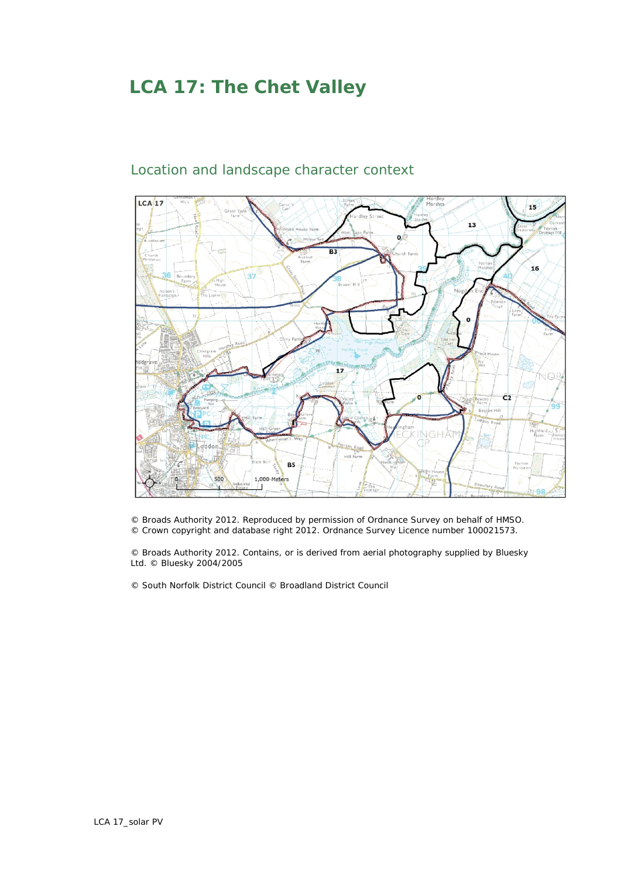# LCA 17: The Chet Valley

## Location and landscape character context

© Broads Authority 2012. Reproduced by permission of Ordnance Survey on behalf of HMSO.
© Crown copyright and database right 2012. Ordnance Survey Licence number 100021573.

© Broads Authority 2012. Contains, or is derived from aerial photography supplied by Bluesky Ltd. © Bluesky 2004/2005

© South Norfolk District Council © Broadland District Council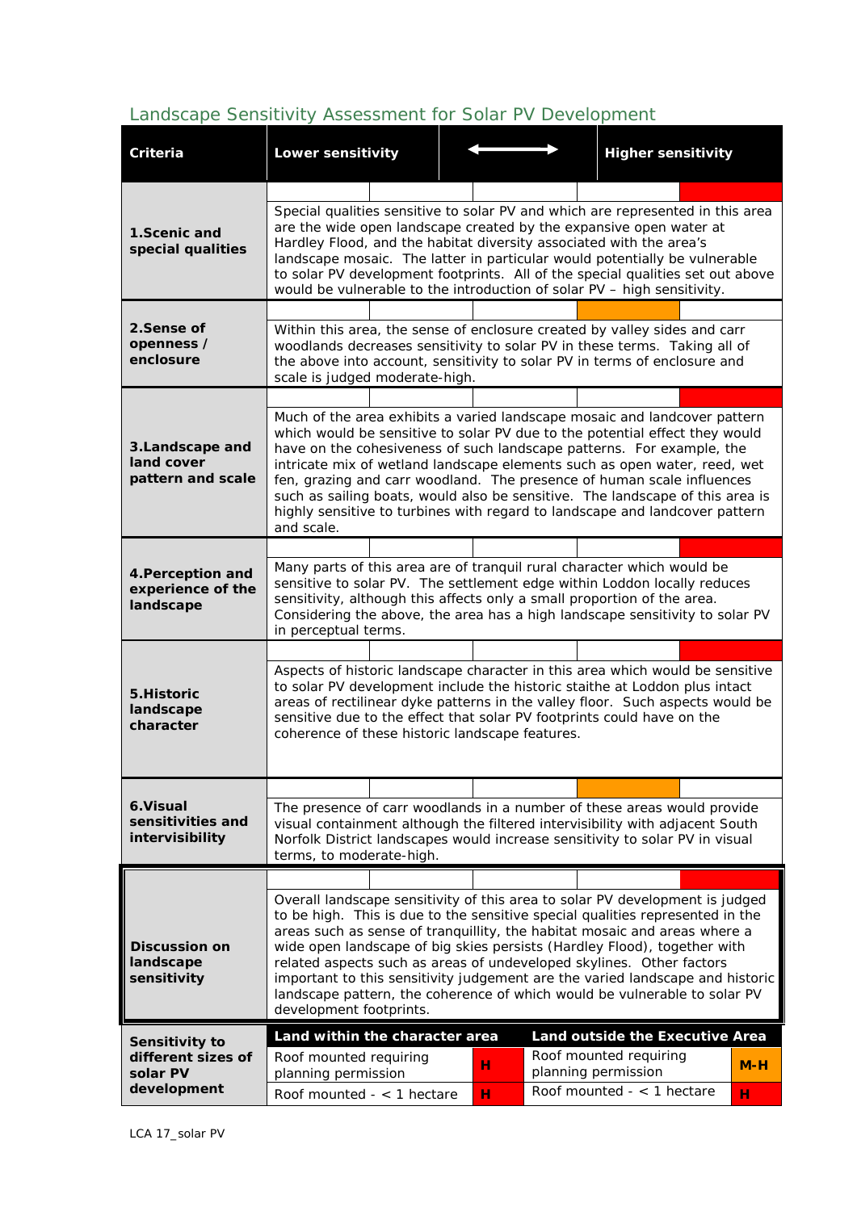## Landscape Sensitivity Assessment for Solar PV Development

| Criteria | Lower sensitivity ⟷ Higher sensitivity |
|---|---|
| **1.Scenic and special qualities** | Special qualities sensitive to solar PV and which are represented in this area are the wide open landscape created by the expansive open water at Hardley Flood, and the habitat diversity associated with the area's landscape mosaic. The latter in particular would potentially be vulnerable to solar PV development footprints. All of the special qualities set out above would be vulnerable to the introduction of solar PV – high sensitivity. |
| **2.Sense of openness / enclosure** | Within this area, the sense of enclosure created by valley sides and carr woodlands decreases sensitivity to solar PV in these terms. Taking all of the above into account, sensitivity to solar PV in terms of enclosure and scale is judged moderate-high. |
| **3.Landscape and land cover pattern and scale** | Much of the area exhibits a varied landscape mosaic and landcover pattern which would be sensitive to solar PV due to the potential effect they would have on the cohesiveness of such landscape patterns. For example, the intricate mix of wetland landscape elements such as open water, reed, wet fen, grazing and carr woodland. The presence of human scale influences such as sailing boats, would also be sensitive. The landscape of this area is highly sensitive to turbines with regard to landscape and landcover pattern and scale. |
| **4.Perception and experience of the landscape** | Many parts of this area are of tranquil rural character which would be sensitive to solar PV. The settlement edge within Loddon locally reduces sensitivity, although this affects only a small proportion of the area. Considering the above, the area has a high landscape sensitivity to solar PV in perceptual terms. |
| **5.Historic landscape character** | Aspects of historic landscape character in this area which would be sensitive to solar PV development include the historic staithe at Loddon plus intact areas of rectilinear dyke patterns in the valley floor. Such aspects would be sensitive due to the effect that solar PV footprints could have on the coherence of these historic landscape features. |
| **6.Visual sensitivities and intervisibility** | The presence of carr woodlands in a number of these areas would provide visual containment although the filtered intervisibility with adjacent South Norfolk District landscapes would increase sensitivity to solar PV in visual terms, to moderate-high. |
| **Discussion on landscape sensitivity** | Overall landscape sensitivity of this area to solar PV development is judged to be high. This is due to the sensitive special qualities represented in the areas such as sense of tranquillity, the habitat mosaic and areas where a wide open landscape of big skies persists (Hardley Flood), together with related aspects such as areas of undeveloped skylines. Other factors important to this sensitivity judgement are the varied landscape and historic landscape pattern, the coherence of which would be vulnerable to solar PV development footprints. |

| **Sensitivity to different sizes of solar PV development** | **Land within the character area** | | **Land outside the Executive Area** | |
|---|---|---|---|---|
| | Roof mounted requiring planning permission | H | Roof mounted requiring planning permission | M-H |
| | Roof mounted - < 1 hectare | H | Roof mounted - < 1 hectare | H |

LCA 17_solar PV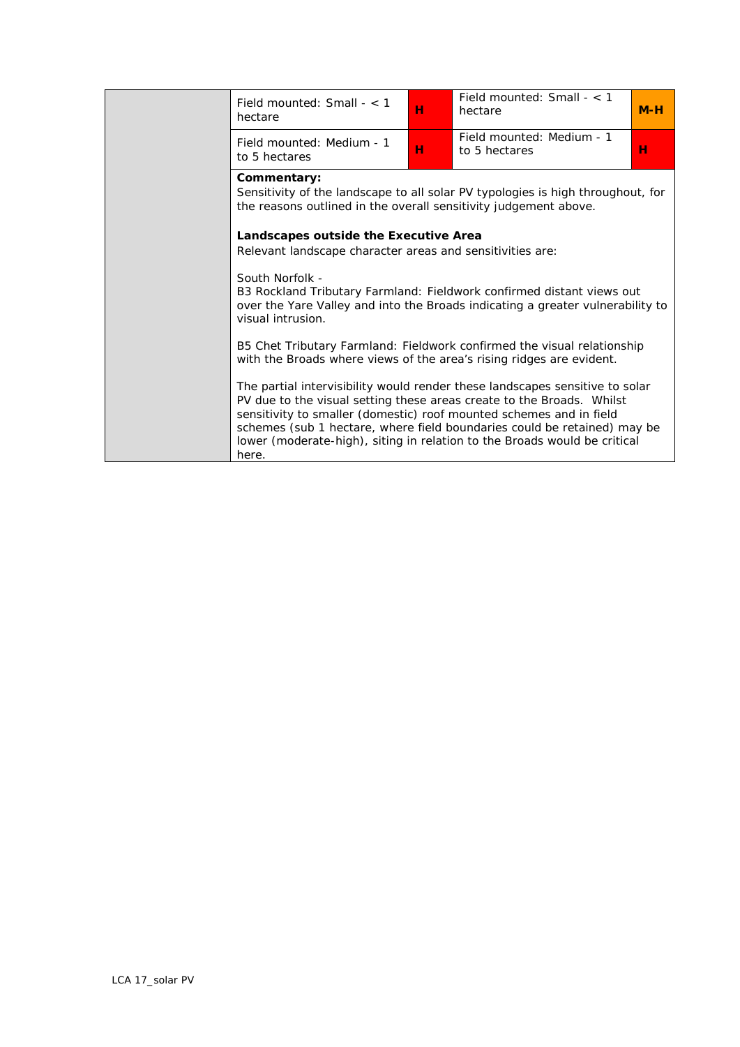| | | | | |
|---|---|---|---|---|
| | Field mounted: Small - < 1 hectare | H | Field mounted: Small - < 1 hectare | M-H |
| | Field mounted: Medium - 1 to 5 hectares | H | Field mounted: Medium - 1 to 5 hectares | H |

**Commentary:**

Sensitivity of the landscape to all solar PV typologies is high throughout, for the reasons outlined in the overall sensitivity judgement above.

**Landscapes outside the Executive Area**

Relevant landscape character areas and sensitivities are:

South Norfolk -

B3 Rockland Tributary Farmland: Fieldwork confirmed distant views out over the Yare Valley and into the Broads indicating a greater vulnerability to visual intrusion.

B5 Chet Tributary Farmland: Fieldwork confirmed the visual relationship with the Broads where views of the area's rising ridges are evident.

The partial intervisibility would render these landscapes sensitive to solar PV due to the visual setting these areas create to the Broads. Whilst sensitivity to smaller (domestic) roof mounted schemes and in field schemes (sub 1 hectare, where field boundaries could be retained) may be lower (moderate-high), siting in relation to the Broads would be critical here.